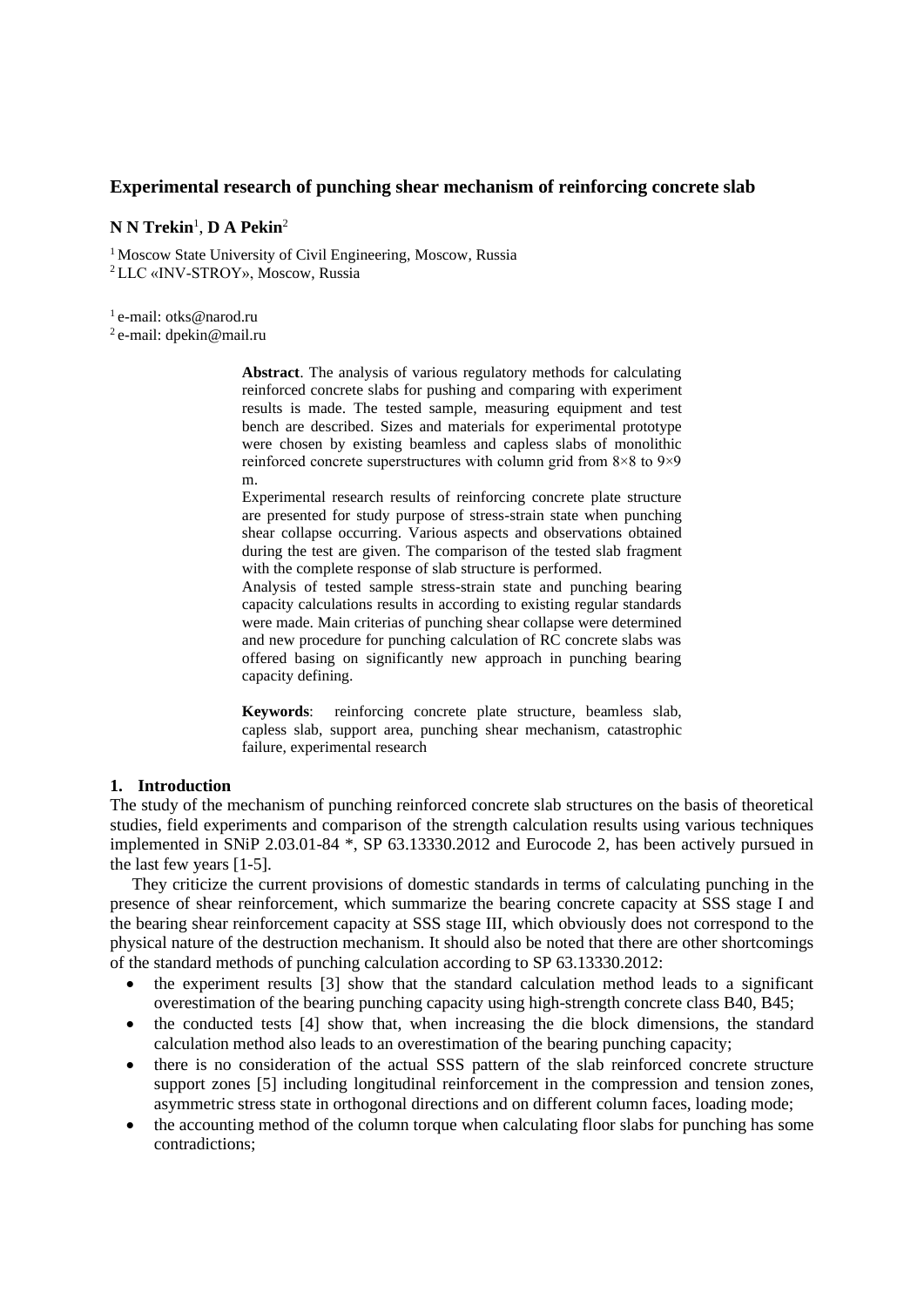# Experimental research of punching shear mechanism of reinforcing concrete slab

**N N Trekin**[1], **D A Pekin**[2]

[1] Moscow State University of Civil Engineering, Moscow, Russia
[2] LLC «INV-STROY», Moscow, Russia

[1] e-mail: otks@narod.ru
[2] e-mail: dpekin@mail.ru

**Abstract**. The analysis of various regulatory methods for calculating reinforced concrete slabs for pushing and comparing with experiment results is made. The tested sample, measuring equipment and test bench are described. Sizes and materials for experimental prototype were chosen by existing beamless and capless slabs of monolithic reinforced concrete superstructures with column grid from 8×8 to 9×9 m.

Experimental research results of reinforcing concrete plate structure are presented for study purpose of stress-strain state when punching shear collapse occurring. Various aspects and observations obtained during the test are given. The comparison of the tested slab fragment with the complete response of slab structure is performed.

Analysis of tested sample stress-strain state and punching bearing capacity calculations results in according to existing regular standards were made. Main criterias of punching shear collapse were determined and new procedure for punching calculation of RC concrete slabs was offered basing on significantly new approach in punching bearing capacity defining.

**Keywords**: reinforcing concrete plate structure, beamless slab, capless slab, support area, punching shear mechanism, catastrophic failure, experimental research

## 1. Introduction

The study of the mechanism of punching reinforced concrete slab structures on the basis of theoretical studies, field experiments and comparison of the strength calculation results using various techniques implemented in SNiP 2.03.01-84 *, SP 63.13330.2012 and Eurocode 2, has been actively pursued in the last few years [1-5].

They criticize the current provisions of domestic standards in terms of calculating punching in the presence of shear reinforcement, which summarize the bearing concrete capacity at SSS stage I and the bearing shear reinforcement capacity at SSS stage III, which obviously does not correspond to the physical nature of the destruction mechanism. It should also be noted that there are other shortcomings of the standard methods of punching calculation according to SP 63.13330.2012:

- the experiment results [3] show that the standard calculation method leads to a significant overestimation of the bearing punching capacity using high-strength concrete class B40, B45;
- the conducted tests [4] show that, when increasing the die block dimensions, the standard calculation method also leads to an overestimation of the bearing punching capacity;
- there is no consideration of the actual SSS pattern of the slab reinforced concrete structure support zones [5] including longitudinal reinforcement in the compression and tension zones, asymmetric stress state in orthogonal directions and on different column faces, loading mode;
- the accounting method of the column torque when calculating floor slabs for punching has some contradictions;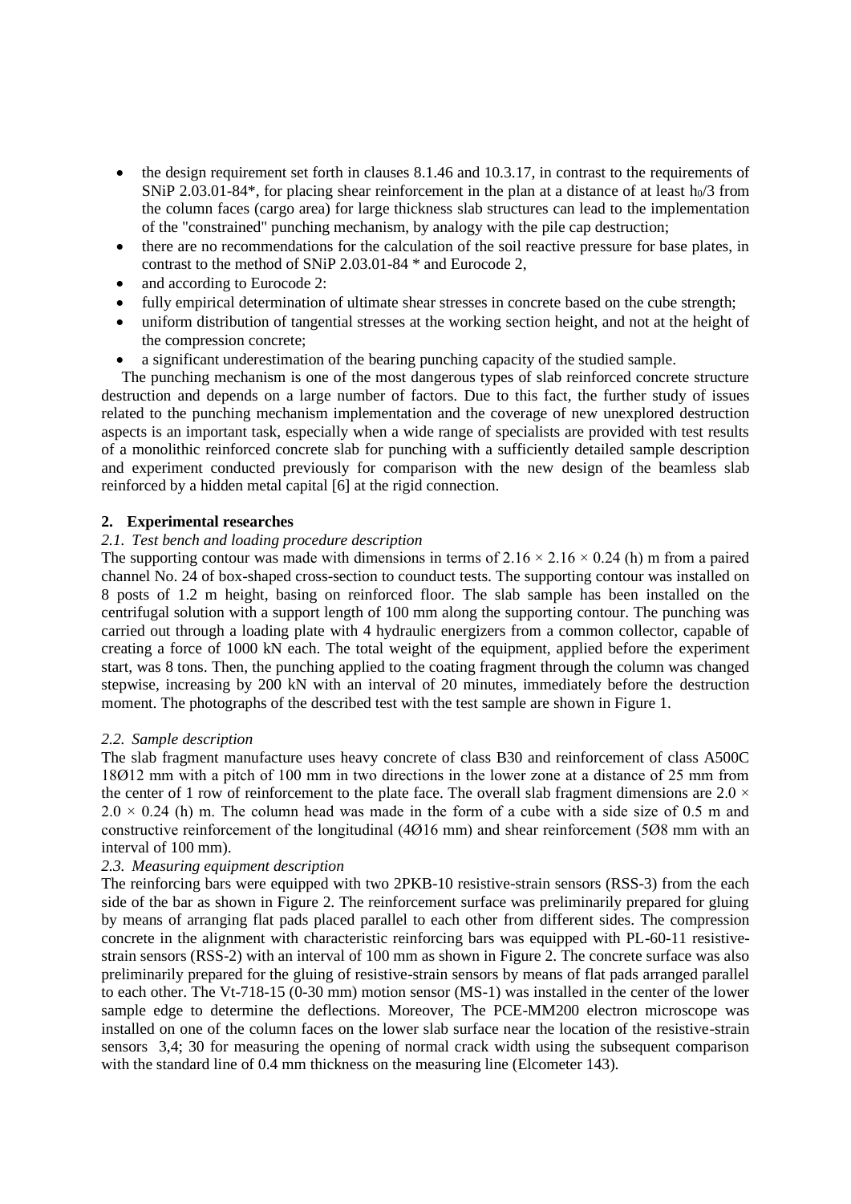- the design requirement set forth in clauses 8.1.46 and 10.3.17, in contrast to the requirements of SNiP 2.03.01-84*, for placing shear reinforcement in the plan at a distance of at least $h_0/3$ from the column faces (cargo area) for large thickness slab structures can lead to the implementation of the "constrained" punching mechanism, by analogy with the pile cap destruction;
- there are no recommendations for the calculation of the soil reactive pressure for base plates, in contrast to the method of SNiP 2.03.01-84 * and Eurocode 2,
- and according to Eurocode 2:
- fully empirical determination of ultimate shear stresses in concrete based on the cube strength;
- uniform distribution of tangential stresses at the working section height, and not at the height of the compression concrete;
- a significant underestimation of the bearing punching capacity of the studied sample.

The punching mechanism is one of the most dangerous types of slab reinforced concrete structure destruction and depends on a large number of factors. Due to this fact, the further study of issues related to the punching mechanism implementation and the coverage of new unexplored destruction aspects is an important task, especially when a wide range of specialists are provided with test results of a monolithic reinforced concrete slab for punching with a sufficiently detailed sample description and experiment conducted previously for comparison with the new design of the beamless slab reinforced by a hidden metal capital [6] at the rigid connection.

## 2. Experimental researches

### *2.1. Test bench and loading procedure description*

The supporting contour was made with dimensions in terms of $2.16 \times 2.16 \times 0.24$ (h) m from a paired channel No. 24 of box-shaped cross-section to counduct tests. The supporting contour was installed on 8 posts of 1.2 m height, basing on reinforced floor. The slab sample has been installed on the centrifugal solution with a support length of 100 mm along the supporting contour. The punching was carried out through a loading plate with 4 hydraulic energizers from a common collector, capable of creating a force of 1000 kN each. The total weight of the equipment, applied before the experiment start, was 8 tons. Then, the punching applied to the coating fragment through the column was changed stepwise, increasing by 200 kN with an interval of 20 minutes, immediately before the destruction moment. The photographs of the described test with the test sample are shown in Figure 1.

### *2.2. Sample description*

The slab fragment manufacture uses heavy concrete of class B30 and reinforcement of class A500C 18Ø12 mm with a pitch of 100 mm in two directions in the lower zone at a distance of 25 mm from the center of 1 row of reinforcement to the plate face. The overall slab fragment dimensions are $2.0 \times 2.0 \times 0.24$ (h) m. The column head was made in the form of a cube with a side size of 0.5 m and constructive reinforcement of the longitudinal (4Ø16 mm) and shear reinforcement (5Ø8 mm with an interval of 100 mm).

### *2.3. Measuring equipment description*

The reinforcing bars were equipped with two 2PKB-10 resistive-strain sensors (RSS-3) from the each side of the bar as shown in Figure 2. The reinforcement surface was preliminarily prepared for gluing by means of arranging flat pads placed parallel to each other from different sides. The compression concrete in the alignment with characteristic reinforcing bars was equipped with PL-60-11 resistive-strain sensors (RSS-2) with an interval of 100 mm as shown in Figure 2. The concrete surface was also preliminarily prepared for the gluing of resistive-strain sensors by means of flat pads arranged parallel to each other. The Vt-718-15 (0-30 mm) motion sensor (MS-1) was installed in the center of the lower sample edge to determine the deflections. Moreover, The PCE-MM200 electron microscope was installed on one of the column faces on the lower slab surface near the location of the resistive-strain sensors 3,4; 30 for measuring the opening of normal crack width using the subsequent comparison with the standard line of 0.4 mm thickness on the measuring line (Elcometer 143).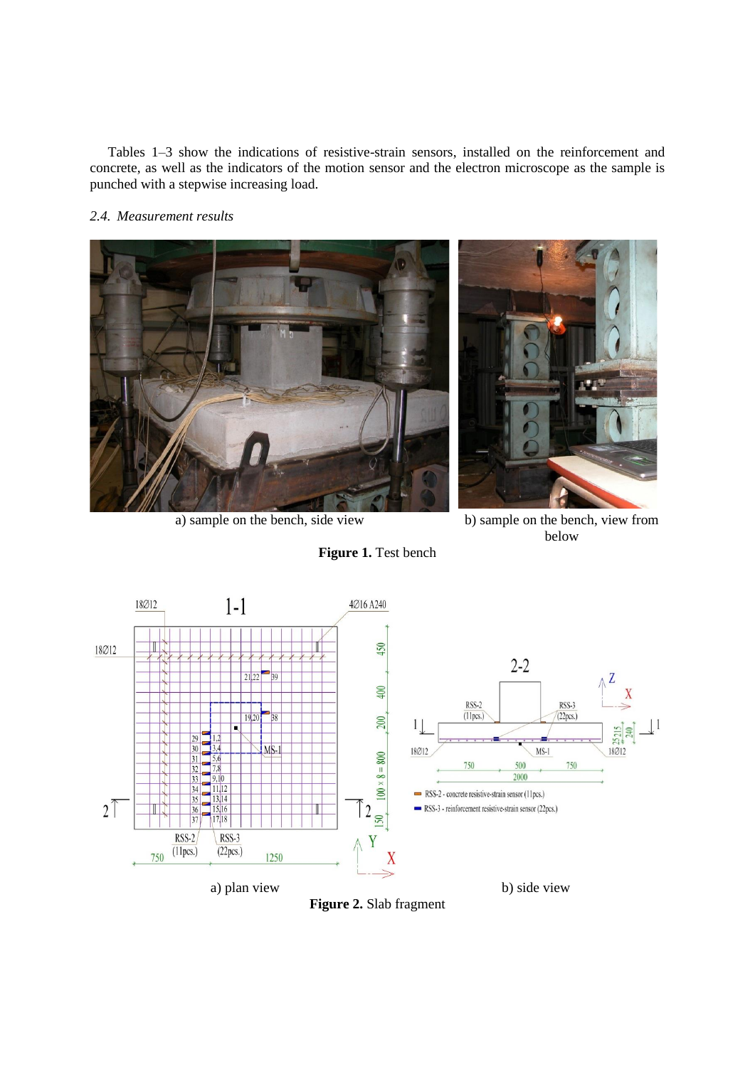Tables 1–3 show the indications of resistive-strain sensors, installed on the reinforcement and concrete, as well as the indicators of the motion sensor and the electron microscope as the sample is punched with a stepwise increasing load.

### 2.4. Measurement results

a) sample on the bench, side view

b) sample on the bench, view from below

**Figure 1.** Test bench

a) plan view

b) side view

**Figure 2.** Slab fragment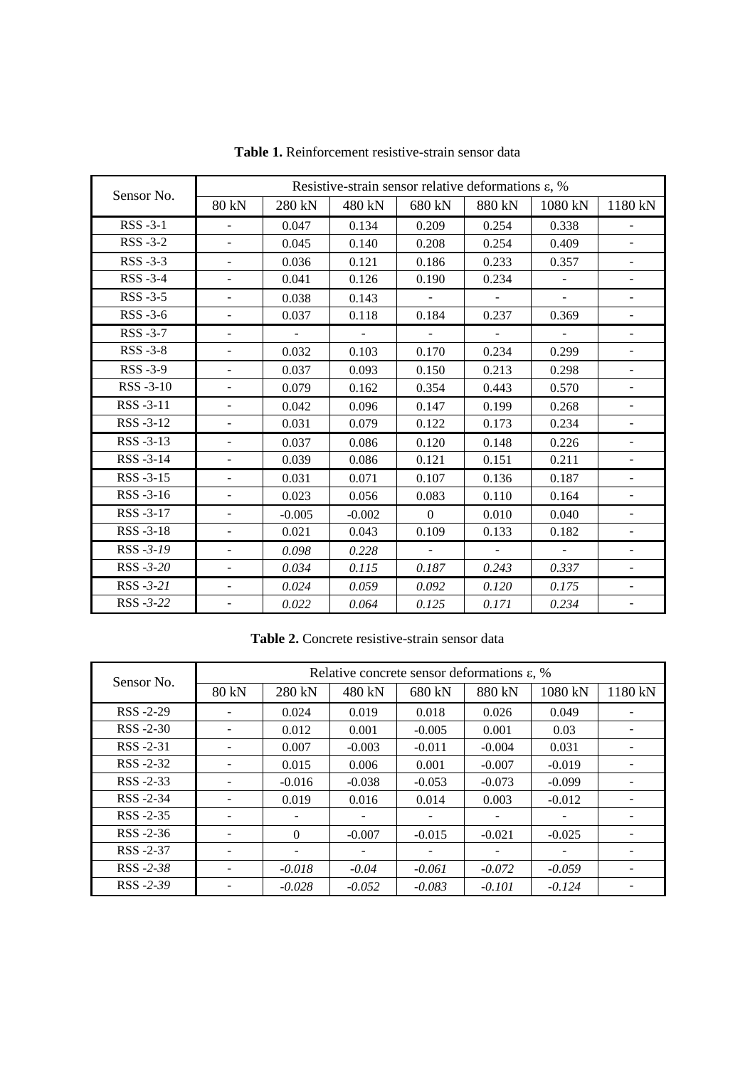**Table 1.** Reinforcement resistive-strain sensor data

| Sensor No. | Resistive-strain sensor relative deformations ε, % | | | | | | |
|---|---|---|---|---|---|---|---|
| | 80 kN | 280 kN | 480 kN | 680 kN | 880 kN | 1080 kN | 1180 kN |
| RSS -3-1 | - | 0.047 | 0.134 | 0.209 | 0.254 | 0.338 | - |
| RSS -3-2 | - | 0.045 | 0.140 | 0.208 | 0.254 | 0.409 | - |
| RSS -3-3 | - | 0.036 | 0.121 | 0.186 | 0.233 | 0.357 | - |
| RSS -3-4 | - | 0.041 | 0.126 | 0.190 | 0.234 | - | - |
| RSS -3-5 | - | 0.038 | 0.143 | - | - | - | - |
| RSS -3-6 | - | 0.037 | 0.118 | 0.184 | 0.237 | 0.369 | - |
| RSS -3-7 | - | - | - | - | - | - | - |
| RSS -3-8 | - | 0.032 | 0.103 | 0.170 | 0.234 | 0.299 | - |
| RSS -3-9 | - | 0.037 | 0.093 | 0.150 | 0.213 | 0.298 | - |
| RSS -3-10 | - | 0.079 | 0.162 | 0.354 | 0.443 | 0.570 | - |
| RSS -3-11 | - | 0.042 | 0.096 | 0.147 | 0.199 | 0.268 | - |
| RSS -3-12 | - | 0.031 | 0.079 | 0.122 | 0.173 | 0.234 | - |
| RSS -3-13 | - | 0.037 | 0.086 | 0.120 | 0.148 | 0.226 | - |
| RSS -3-14 | - | 0.039 | 0.086 | 0.121 | 0.151 | 0.211 | - |
| RSS -3-15 | - | 0.031 | 0.071 | 0.107 | 0.136 | 0.187 | - |
| RSS -3-16 | - | 0.023 | 0.056 | 0.083 | 0.110 | 0.164 | - |
| RSS -3-17 | - | -0.005 | -0.002 | 0 | 0.010 | 0.040 | - |
| RSS -3-18 | - | 0.021 | 0.043 | 0.109 | 0.133 | 0.182 | - |
| RSS -*3-19* | - | *0.098* | *0.228* | - | - | - | - |
| RSS -*3-20* | - | *0.034* | *0.115* | *0.187* | *0.243* | *0.337* | - |
| RSS -*3-21* | - | *0.024* | *0.059* | *0.092* | *0.120* | *0.175* | - |
| RSS -*3-22* | - | *0.022* | *0.064* | *0.125* | *0.171* | *0.234* | - |

**Table 2.** Concrete resistive-strain sensor data

| Sensor No. | Relative concrete sensor deformations ε, % | | | | | | |
|---|---|---|---|---|---|---|---|
| | 80 kN | 280 kN | 480 kN | 680 kN | 880 kN | 1080 kN | 1180 kN |
| RSS -2-29 | - | 0.024 | 0.019 | 0.018 | 0.026 | 0.049 | - |
| RSS -2-30 | - | 0.012 | 0.001 | -0.005 | 0.001 | 0.03 | - |
| RSS -2-31 | - | 0.007 | -0.003 | -0.011 | -0.004 | 0.031 | - |
| RSS -2-32 | - | 0.015 | 0.006 | 0.001 | -0.007 | -0.019 | - |
| RSS -2-33 | - | -0.016 | -0.038 | -0.053 | -0.073 | -0.099 | - |
| RSS -2-34 | - | 0.019 | 0.016 | 0.014 | 0.003 | -0.012 | - |
| RSS -2-35 | - | - | - | - | - | - | - |
| RSS -2-36 | - | 0 | -0.007 | -0.015 | -0.021 | -0.025 | - |
| RSS -2-37 | - | - | - | - | - | - | - |
| RSS -*2-38* | - | *-0.018* | *-0.04* | *-0.061* | *-0.072* | *-0.059* | - |
| RSS -*2-39* | - | *-0.028* | *-0.052* | *-0.083* | *-0.101* | *-0.124* | - |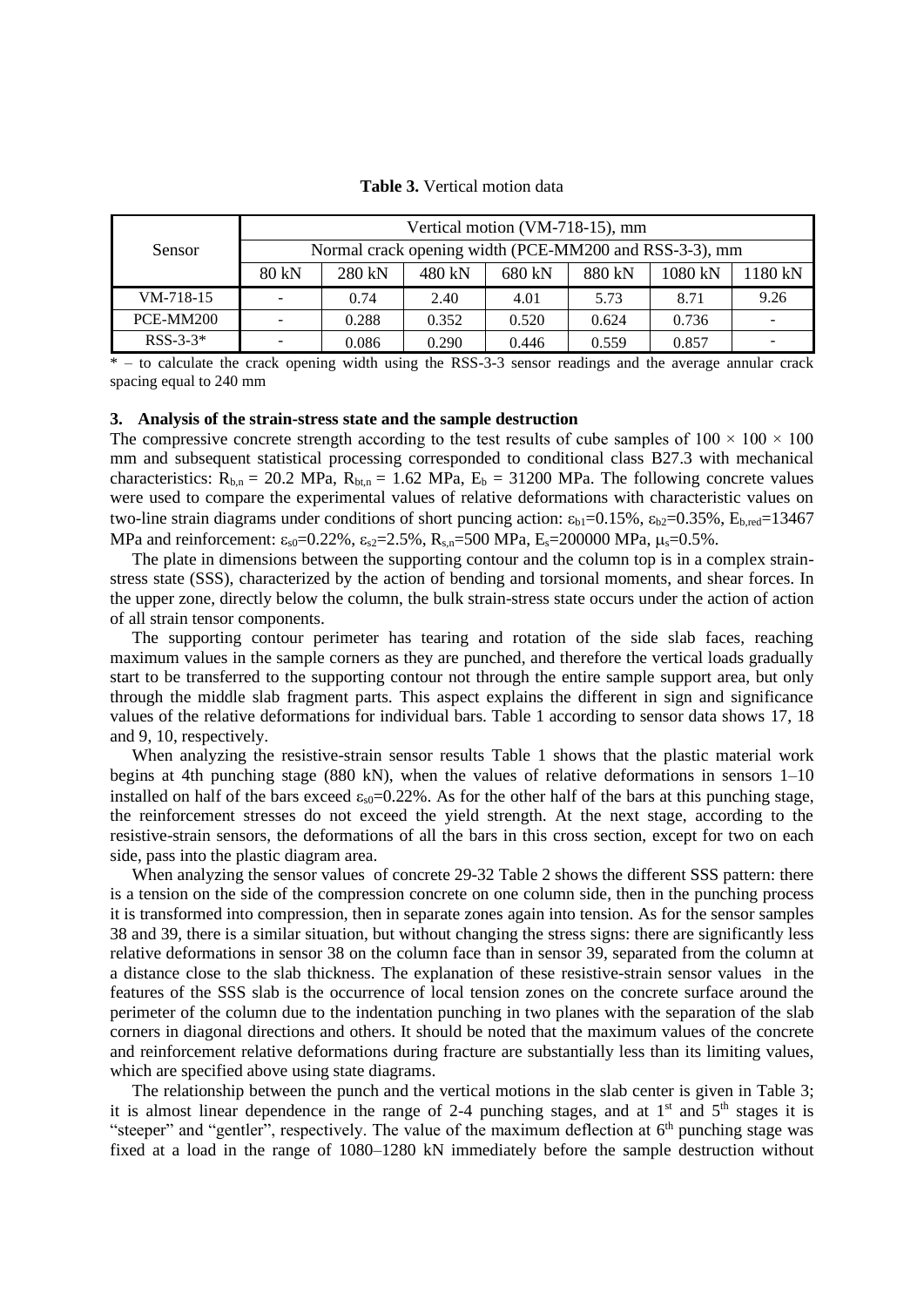**Table 3.** Vertical motion data

| Sensor | Vertical motion (VM-718-15), mm<br>Normal crack opening width (PCE-MM200 and RSS-3-3), mm | | | | | | |
|---|---|---|---|---|---|---|---|
| | 80 kN | 280 kN | 480 kN | 680 kN | 880 kN | 1080 kN | 1180 kN |
| VM-718-15 | - | 0.74 | 2.40 | 4.01 | 5.73 | 8.71 | 9.26 |
| PCE-MM200 | - | 0.288 | 0.352 | 0.520 | 0.624 | 0.736 | - |
| RSS-3-3* | - | 0.086 | 0.290 | 0.446 | 0.559 | 0.857 | - |

* – to calculate the crack opening width using the RSS-3-3 sensor readings and the average annular crack spacing equal to 240 mm

## 3. Analysis of the strain-stress state and the sample destruction

The compressive concrete strength according to the test results of cube samples of $100 \times 100 \times 100$ mm and subsequent statistical processing corresponded to conditional class B27.3 with mechanical characteristics: $R_{b,n}$ = 20.2 MPa, $R_{bt,n}$ = 1.62 MPa, $E_b$ = 31200 MPa. The following concrete values were used to compare the experimental values of relative deformations with characteristic values on two-line strain diagrams under conditions of short puncing action: $\varepsilon_{b1}$=0.15%, $\varepsilon_{b2}$=0.35%, $E_{b,red}$=13467 MPa and reinforcement: $\varepsilon_{s0}$=0.22%, $\varepsilon_{s2}$=2.5%, $R_{s,n}$=500 MPa, $E_s$=200000 MPa, $\mu_s$=0.5%.

The plate in dimensions between the supporting contour and the column top is in a complex strain-stress state (SSS), characterized by the action of bending and torsional moments, and shear forces. In the upper zone, directly below the column, the bulk strain-stress state occurs under the action of action of all strain tensor components.

The supporting contour perimeter has tearing and rotation of the side slab faces, reaching maximum values in the sample corners as they are punched, and therefore the vertical loads gradually start to be transferred to the supporting contour not through the entire sample support area, but only through the middle slab fragment parts. This aspect explains the different in sign and significance values of the relative deformations for individual bars. Table 1 according to sensor data shows 17, 18 and 9, 10, respectively.

When analyzing the resistive-strain sensor results Table 1 shows that the plastic material work begins at 4th punching stage (880 kN), when the values of relative deformations in sensors 1–10 installed on half of the bars exceed $\varepsilon_{s0}$=0.22%. As for the other half of the bars at this punching stage, the reinforcement stresses do not exceed the yield strength. At the next stage, according to the resistive-strain sensors, the deformations of all the bars in this cross section, except for two on each side, pass into the plastic diagram area.

When analyzing the sensor values of concrete 29-32 Table 2 shows the different SSS pattern: there is a tension on the side of the compression concrete on one column side, then in the punching process it is transformed into compression, then in separate zones again into tension. As for the sensor samples 38 and 39, there is a similar situation, but without changing the stress signs: there are significantly less relative deformations in sensor 38 on the column face than in sensor 39, separated from the column at a distance close to the slab thickness. The explanation of these resistive-strain sensor values in the features of the SSS slab is the occurrence of local tension zones on the concrete surface around the perimeter of the column due to the indentation punching in two planes with the separation of the slab corners in diagonal directions and others. It should be noted that the maximum values of the concrete and reinforcement relative deformations during fracture are substantially less than its limiting values, which are specified above using state diagrams.

The relationship between the punch and the vertical motions in the slab center is given in Table 3; it is almost linear dependence in the range of 2-4 punching stages, and at 1st and 5th stages it is "steeper" and "gentler", respectively. The value of the maximum deflection at 6th punching stage was fixed at a load in the range of 1080–1280 kN immediately before the sample destruction without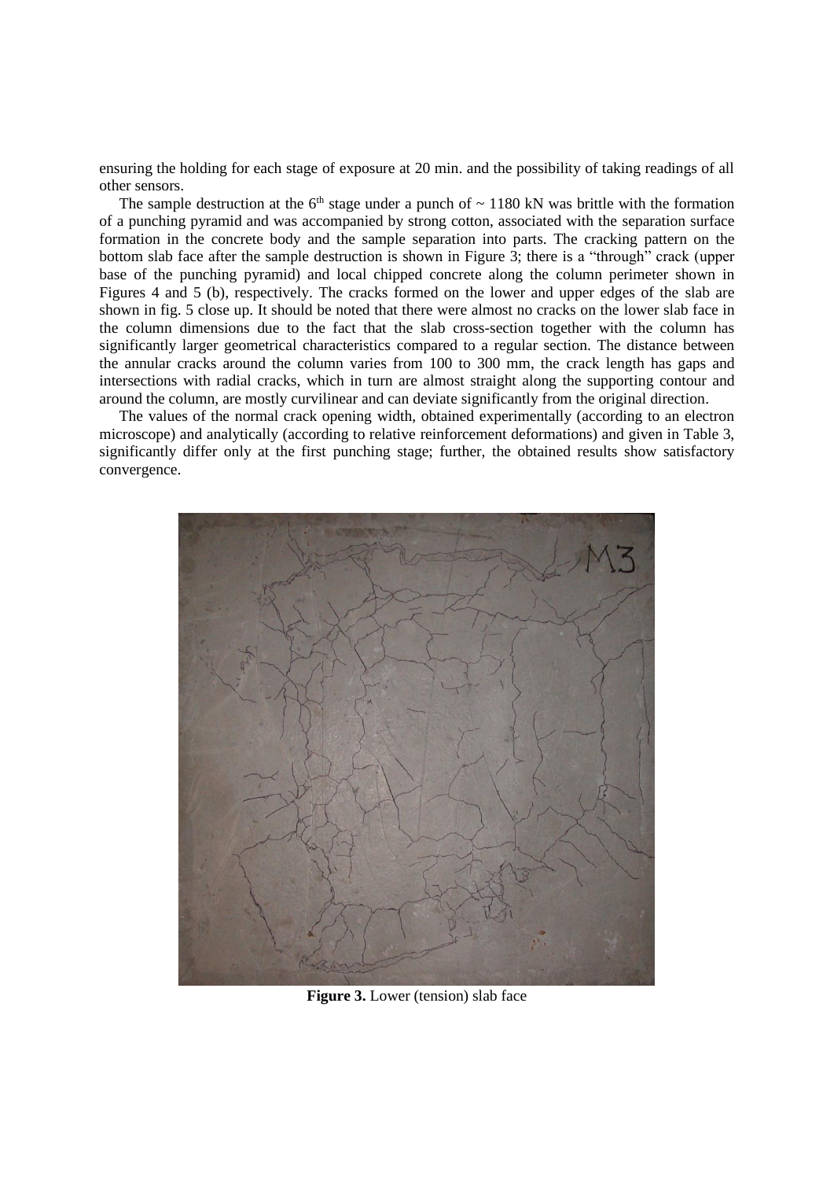ensuring the holding for each stage of exposure at 20 min. and the possibility of taking readings of all other sensors.

The sample destruction at the 6[th] stage under a punch of ~ 1180 kN was brittle with the formation of a punching pyramid and was accompanied by strong cotton, associated with the separation surface formation in the concrete body and the sample separation into parts. The cracking pattern on the bottom slab face after the sample destruction is shown in Figure 3; there is a "through" crack (upper base of the punching pyramid) and local chipped concrete along the column perimeter shown in Figures 4 and 5 (b), respectively. The cracks formed on the lower and upper edges of the slab are shown in fig. 5 close up. It should be noted that there were almost no cracks on the lower slab face in the column dimensions due to the fact that the slab cross-section together with the column has significantly larger geometrical characteristics compared to a regular section. The distance between the annular cracks around the column varies from 100 to 300 mm, the crack length has gaps and intersections with radial cracks, which in turn are almost straight along the supporting contour and around the column, are mostly curvilinear and can deviate significantly from the original direction.

The values of the normal crack opening width, obtained experimentally (according to an electron microscope) and analytically (according to relative reinforcement deformations) and given in Table 3, significantly differ only at the first punching stage; further, the obtained results show satisfactory convergence.

**Figure 3.** Lower (tension) slab face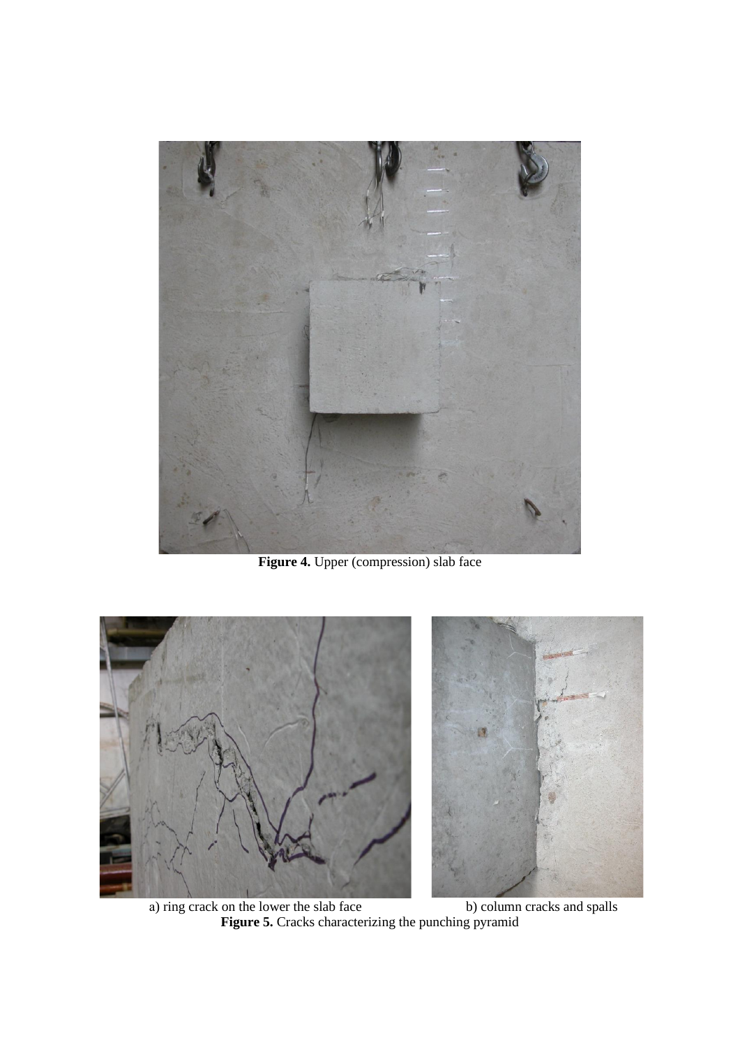**Figure 4.** Upper (compression) slab face

a) ring crack on the lower the slab face

b) column cracks and spalls

**Figure 5.** Cracks characterizing the punching pyramid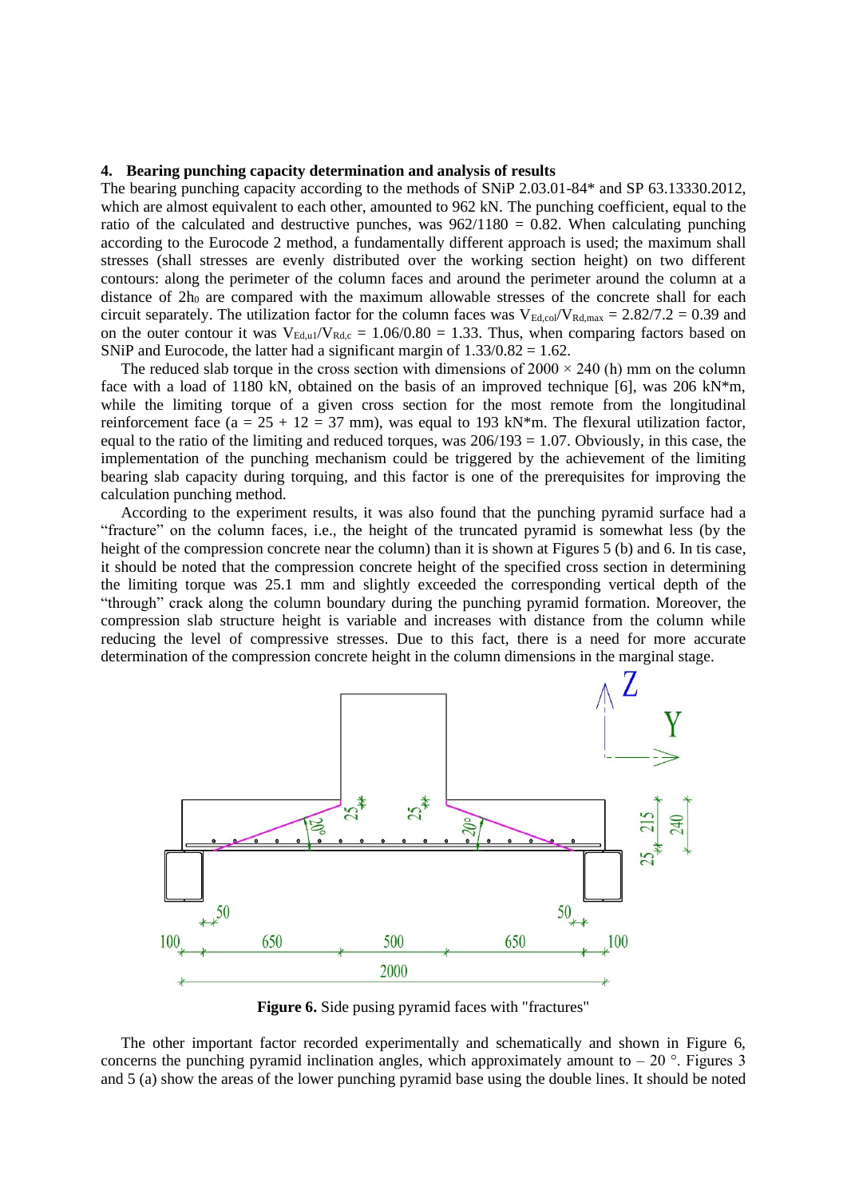## 4. Bearing punching capacity determination and analysis of results

The bearing punching capacity according to the methods of SNiP 2.03.01-84* and SP 63.13330.2012, which are almost equivalent to each other, amounted to 962 kN. The punching coefficient, equal to the ratio of the calculated and destructive punches, was 962/1180 = 0.82. When calculating punching according to the Eurocode 2 method, a fundamentally different approach is used; the maximum shall stresses (shall stresses are evenly distributed over the working section height) on two different contours: along the perimeter of the column faces and around the perimeter around the column at a distance of $2h_0$ are compared with the maximum allowable stresses of the concrete shall for each circuit separately. The utilization factor for the column faces was $V_{Ed,col}/V_{Rd,max} = 2.82/7.2 = 0.39$ and on the outer contour it was $V_{Ed,u1}/V_{Rd,c} = 1.06/0.80 = 1.33$. Thus, when comparing factors based on SNiP and Eurocode, the latter had a significant margin of 1.33/0.82 = 1.62.

The reduced slab torque in the cross section with dimensions of 2000 × 240 (h) mm on the column face with a load of 1180 kN, obtained on the basis of an improved technique [6], was 206 kN*m, while the limiting torque of a given cross section for the most remote from the longitudinal reinforcement face (a = 25 + 12 = 37 mm), was equal to 193 kN*m. The flexural utilization factor, equal to the ratio of the limiting and reduced torques, was 206/193 = 1.07. Obviously, in this case, the implementation of the punching mechanism could be triggered by the achievement of the limiting bearing slab capacity during torquing, and this factor is one of the prerequisites for improving the calculation punching method.

According to the experiment results, it was also found that the punching pyramid surface had a "fracture" on the column faces, i.e., the height of the truncated pyramid is somewhat less (by the height of the compression concrete near the column) than it is shown at Figures 5 (b) and 6. In tis case, it should be noted that the compression concrete height of the specified cross section in determining the limiting torque was 25.1 mm and slightly exceeded the corresponding vertical depth of the "through" crack along the column boundary during the punching pyramid formation. Moreover, the compression slab structure height is variable and increases with distance from the column while reducing the level of compressive stresses. Due to this fact, there is a need for more accurate determination of the compression concrete height in the column dimensions in the marginal stage.

**Figure 6.** Side pusing pyramid faces with "fractures"

The other important factor recorded experimentally and schematically and shown in Figure 6, concerns the punching pyramid inclination angles, which approximately amount to – 20 °. Figures 3 and 5 (a) show the areas of the lower punching pyramid base using the double lines. It should be noted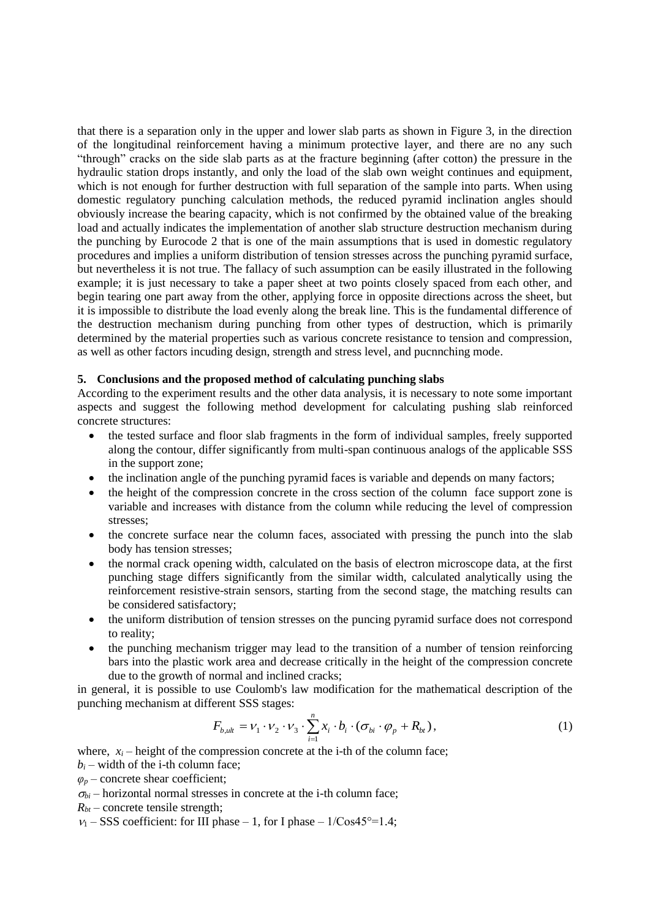that there is a separation only in the upper and lower slab parts as shown in Figure 3, in the direction of the longitudinal reinforcement having a minimum protective layer, and there are no any such "through" cracks on the side slab parts as at the fracture beginning (after cotton) the pressure in the hydraulic station drops instantly, and only the load of the slab own weight continues and equipment, which is not enough for further destruction with full separation of the sample into parts. When using domestic regulatory punching calculation methods, the reduced pyramid inclination angles should obviously increase the bearing capacity, which is not confirmed by the obtained value of the breaking load and actually indicates the implementation of another slab structure destruction mechanism during the punching by Eurocode 2 that is one of the main assumptions that is used in domestic regulatory procedures and implies a uniform distribution of tension stresses across the punching pyramid surface, but nevertheless it is not true. The fallacy of such assumption can be easily illustrated in the following example; it is just necessary to take a paper sheet at two points closely spaced from each other, and begin tearing one part away from the other, applying force in opposite directions across the sheet, but it is impossible to distribute the load evenly along the break line. This is the fundamental difference of the destruction mechanism during punching from other types of destruction, which is primarily determined by the material properties such as various concrete resistance to tension and compression, as well as other factors incuding design, strength and stress level, and pucnnching mode.

## 5. Conclusions and the proposed method of calculating punching slabs

According to the experiment results and the other data analysis, it is necessary to note some important aspects and suggest the following method development for calculating pushing slab reinforced concrete structures:

- the tested surface and floor slab fragments in the form of individual samples, freely supported along the contour, differ significantly from multi-span continuous analogs of the applicable SSS in the support zone;
- the inclination angle of the punching pyramid faces is variable and depends on many factors;
- the height of the compression concrete in the cross section of the column face support zone is variable and increases with distance from the column while reducing the level of compression stresses;
- the concrete surface near the column faces, associated with pressing the punch into the slab body has tension stresses;
- the normal crack opening width, calculated on the basis of electron microscope data, at the first punching stage differs significantly from the similar width, calculated analytically using the reinforcement resistive-strain sensors, starting from the second stage, the matching results can be considered satisfactory;
- the uniform distribution of tension stresses on the puncing pyramid surface does not correspond to reality;
- the punching mechanism trigger may lead to the transition of a number of tension reinforcing bars into the plastic work area and decrease critically in the height of the compression concrete due to the growth of normal and inclined cracks;

in general, it is possible to use Coulomb's law modification for the mathematical description of the punching mechanism at different SSS stages:

$$F_{b,ult} = \nu_1 \cdot \nu_2 \cdot \nu_3 \cdot \sum_{i=1}^{n} x_i \cdot b_i \cdot (\sigma_{bi} \cdot \varphi_p + R_{bt}), \qquad (1)$$

where, $x_i$ – height of the compression concrete at the i-th of the column face;

$b_i$ – width of the i-th column face;

$\varphi_p$ – concrete shear coefficient;

$\sigma_{bi}$ – horizontal normal stresses in concrete at the i-th column face;

$R_{bt}$ – concrete tensile strength;

$\nu_1$ – SSS coefficient: for III phase – 1, for I phase – $1/\text{Cos}45° = 1.4$;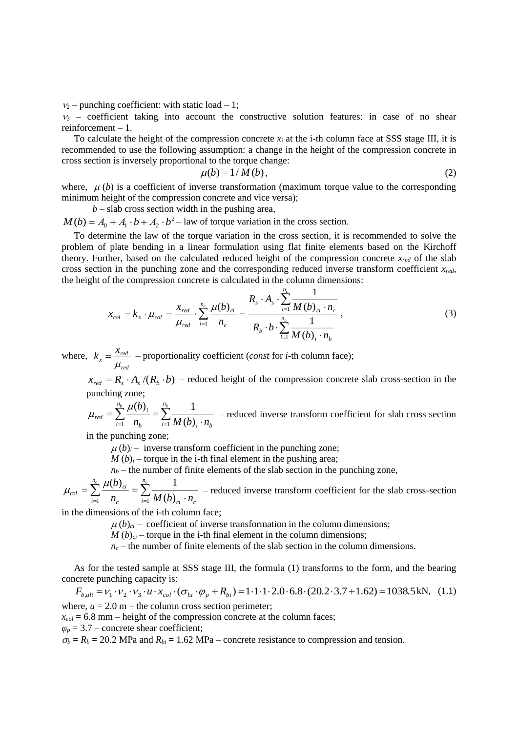$\nu_2$ – punching coefficient: with static load – 1;

$\nu_3$ – coefficient taking into account the constructive solution features: in case of no shear reinforcement – 1.

To calculate the height of the compression concrete $x_i$ at the i-th column face at SSS stage III, it is recommended to use the following assumption: a change in the height of the compression concrete in cross section is inversely proportional to the torque change:

$$\mu(b) = 1/M(b), \tag{2}$$

where, $\mu(b)$ is a coefficient of inverse transformation (maximum torque value to the corresponding minimum height of the compression concrete and vice versa);

$b$ – slab cross section width in the pushing area,

$M(b) = A_0 + A_1 \cdot b + A_2 \cdot b^2$ – law of torque variation in the cross section.

To determine the law of the torque variation in the cross section, it is recommended to solve the problem of plate bending in a linear formulation using flat finite elements based on the Kirchoff theory. Further, based on the calculated reduced height of the compression concrete $x_{red}$ of the slab cross section in the punching zone and the corresponding reduced inverse transform coefficient $x_{red}$, the height of the compression concrete is calculated in the column dimensions:

$$x_{col} = k_x \cdot \mu_{col} = \frac{x_{red}}{\mu_{red}} \cdot \sum_{i=1}^{n_c} \frac{\mu(b)_{ci}}{n_c} = \frac{R_s \cdot A_s \cdot \sum_{i=1}^{n_c} \frac{1}{M(b)_{ci} \cdot n_c}}{R_b \cdot b \cdot \sum_{i=1}^{n_b} \frac{1}{M(b)_i \cdot n_b}}, \tag{3}$$

where, $k_x = \frac{x_{red}}{\mu_{red}}$ – proportionality coefficient (*const* for *i*-th column face);

$x_{red} = R_s \cdot A_s / (R_b \cdot b)$ – reduced height of the compression concrete slab cross-section in the punching zone;

$\mu_{red} = \sum_{i=1}^{n_b} \frac{\mu(b)_i}{n_b} = \sum_{i=1}^{n_b} \frac{1}{M(b)_i \cdot n_b}$ – reduced inverse transform coefficient for slab cross section in the punching zone;

$\mu(b)_i$ – inverse transform coefficient in the punching zone;

$M(b)_i$ – torque in the i-th final element in the pushing area;

$n_b$ – the number of finite elements of the slab section in the punching zone,

$\mu_{col} = \sum_{i=1}^{n_c} \frac{\mu(b)_{ci}}{n_c} = \sum_{i=1}^{n_c} \frac{1}{M(b)_{ci} \cdot n_c}$ – reduced inverse transform coefficient for the slab cross-section in the dimensions of the i-th column face;

$\mu(b)_{ci}$ – coefficient of inverse transformation in the column dimensions;

$M(b)_{ci}$ – torque in the i-th final element in the column dimensions;

$n_c$ – the number of finite elements of the slab section in the column dimensions.

As for the tested sample at SSS stage III, the formula (1) transforms to the form, and the bearing concrete punching capacity is:

$$F_{b,ult} = \nu_1 \cdot \nu_2 \cdot \nu_3 \cdot u \cdot x_{col} \cdot (\sigma_{bi} \cdot \varphi_p + R_{bt}) = 1 \cdot 1 \cdot 1 \cdot 2.0 \cdot 6.8 \cdot (20.2 \cdot 3.7 + 1.62) = 1038.5 \text{ kN}, \tag{1.1}$$

where, $u$ = 2.0 m – the column cross section perimeter;

$x_{col}$ = 6.8 mm – height of the compression concrete at the column faces;

$\varphi_p$ = 3.7 – concrete shear coefficient;

$\sigma_b = R_b$ = 20.2 MPa and $R_{bt}$ = 1.62 MPa – concrete resistance to compression and tension.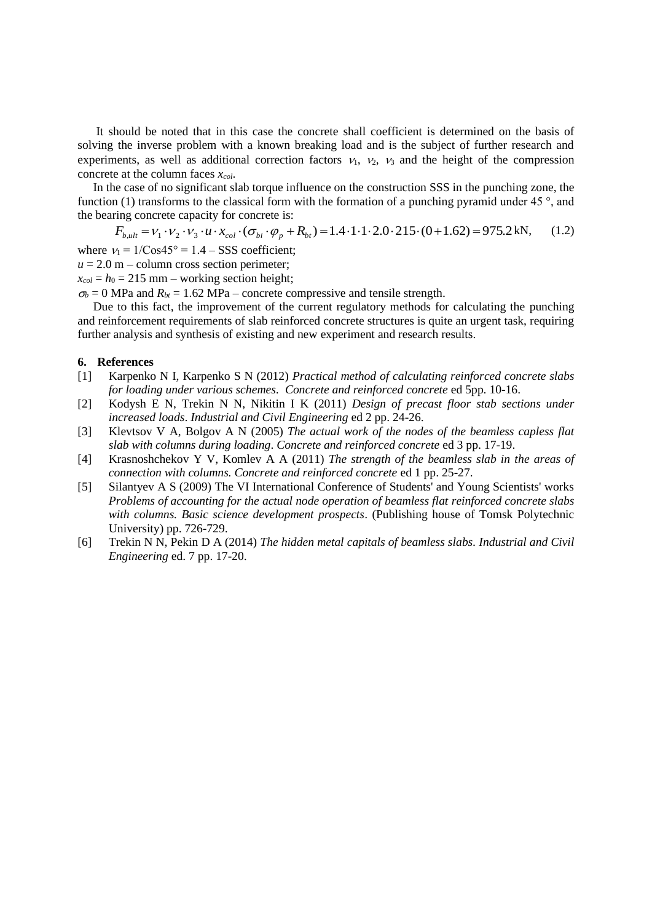It should be noted that in this case the concrete shall coefficient is determined on the basis of solving the inverse problem with a known breaking load and is the subject of further research and experiments, as well as additional correction factors $\nu_1$, $\nu_2$, $\nu_3$ and the height of the compression concrete at the column faces $x_{col}$.

In the case of no significant slab torque influence on the construction SSS in the punching zone, the function (1) transforms to the classical form with the formation of a punching pyramid under 45 °, and the bearing concrete capacity for concrete is:

$$F_{b,ult} = \nu_1 \cdot \nu_2 \cdot \nu_3 \cdot u \cdot x_{col} \cdot (\sigma_{bi} \cdot \varphi_p + R_{bt}) = 1.4 \cdot 1 \cdot 1 \cdot 2.0 \cdot 215 \cdot (0 + 1.62) = 975.2 \text{ kN}, \quad (1.2)$$

where $\nu_1 = 1/\text{Cos}45° = 1.4$ – SSS coefficient;

$u = 2.0$ m – column cross section perimeter;

$x_{col} = h_0 = 215$ mm – working section height;

$\sigma_b = 0$ MPa and $R_{bt} = 1.62$ MPa – concrete compressive and tensile strength.

Due to this fact, the improvement of the current regulatory methods for calculating the punching and reinforcement requirements of slab reinforced concrete structures is quite an urgent task, requiring further analysis and synthesis of existing and new experiment and research results.

## 6. References

[1] Karpenko N I, Karpenko S N (2012) *Practical method of calculating reinforced concrete slabs for loading under various schemes. Concrete and reinforced concrete* ed 5pp. 10-16.

[2] Kodysh E N, Trekin N N, Nikitin I K (2011) *Design of precast floor stab sections under increased loads*. *Industrial and Civil Engineering* ed 2 pp. 24-26.

[3] Klevtsov V A, Bolgov A N (2005) *The actual work of the nodes of the beamless capless flat slab with columns during loading*. *Concrete and reinforced concrete* ed 3 pp. 17-19.

[4] Krasnoshchekov Y V, Komlev A A (2011) *The strength of the beamless slab in the areas of connection with columns. Concrete and reinforced concrete* ed 1 pp. 25-27.

[5] Silantyev A S (2009) The VI International Conference of Students' and Young Scientists' works *Problems of accounting for the actual node operation of beamless flat reinforced concrete slabs with columns. Basic science development prospects*. (Publishing house of Tomsk Polytechnic University) pp. 726-729.

[6] Trekin N N, Pekin D A (2014) *The hidden metal capitals of beamless slabs*. *Industrial and Civil Engineering* ed. 7 pp. 17-20.